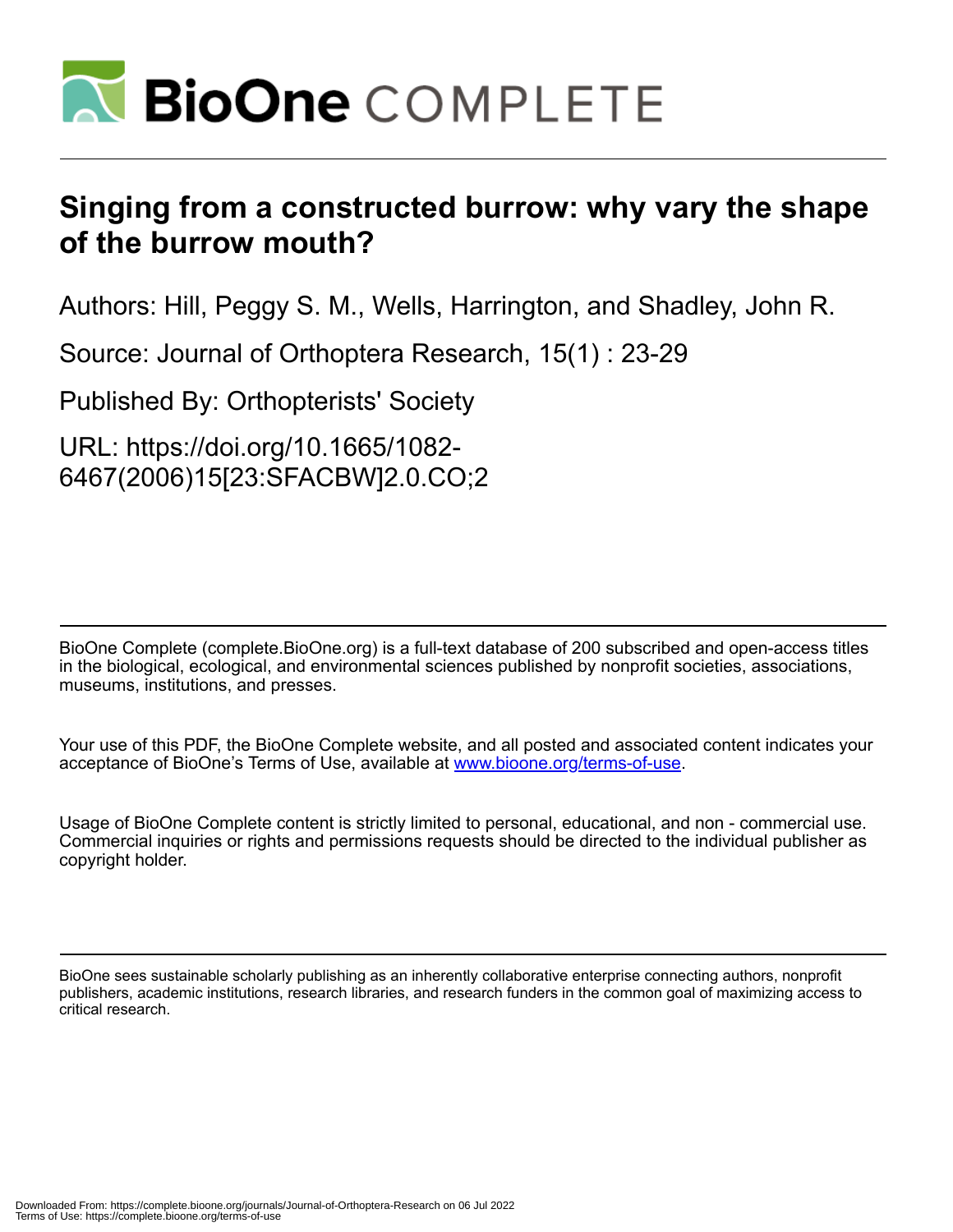# Singing from a constructed burrow: why vary the shape of the burrow mouth?

Authors: Hill, Peggy S. M., Wells, Harrington, and Shadley, John R.

Source: Journal of Orthoptera Research, 15(1) : 23-29

Published By: Orthopterists' Society

URL: https://doi.org/10.1665/1082-6467(2006)15[23:SFACBW]2.0.CO;2

BioOne Complete (complete.BioOne.org) is a full-text database of 200 subscribed and open-access titles in the biological, ecological, and environmental sciences published by nonprofit societies, associations, museums, institutions, and presses.

Your use of this PDF, the BioOne Complete website, and all posted and associated content indicates your acceptance of BioOne's Terms of Use, available at www.bioone.org/terms-of-use.

Usage of BioOne Complete content is strictly limited to personal, educational, and non - commercial use. Commercial inquiries or rights and permissions requests should be directed to the individual publisher as copyright holder.

BioOne sees sustainable scholarly publishing as an inherently collaborative enterprise connecting authors, nonprofit publishers, academic institutions, research libraries, and research funders in the common goal of maximizing access to critical research.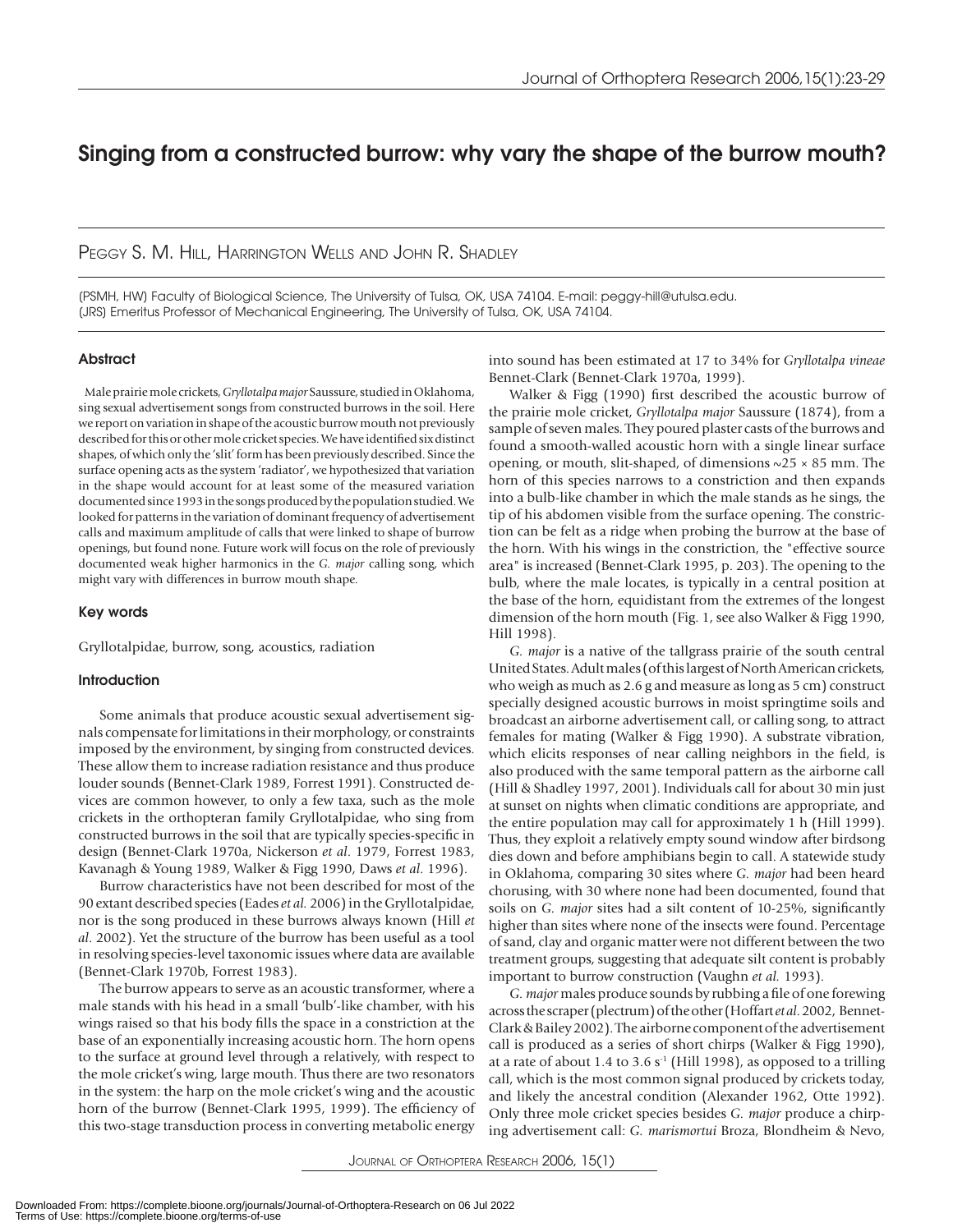# Singing from a constructed burrow: why vary the shape of the burrow mouth?

Peggy S. M. Hill, Harrington Wells and John R. Shadley

(PSMH, HW) Faculty of Biological Science, The University of Tulsa, OK, USA 74104. E-mail: peggy-hill@utulsa.edu.
(JRS) Emeritus Professor of Mechanical Engineering, The University of Tulsa, OK, USA 74104.

## Abstract

Male prairie mole crickets, *Gryllotalpa major* Saussure, studied in Oklahoma, sing sexual advertisement songs from constructed burrows in the soil. Here we report on variation in shape of the acoustic burrow mouth not previously described for this or other mole cricket species. We have identified six distinct shapes, of which only the 'slit' form has been previously described. Since the surface opening acts as the system 'radiator', we hypothesized that variation in the shape would account for at least some of the measured variation documented since 1993 in the songs produced by the population studied. We looked for patterns in the variation of dominant frequency of advertisement calls and maximum amplitude of calls that were linked to shape of burrow openings, but found none. Future work will focus on the role of previously documented weak higher harmonics in the *G. major* calling song, which might vary with differences in burrow mouth shape.

## Key words

Gryllotalpidae, burrow, song, acoustics, radiation

## Introduction

Some animals that produce acoustic sexual advertisement signals compensate for limitations in their morphology, or constraints imposed by the environment, by singing from constructed devices. These allow them to increase radiation resistance and thus produce louder sounds (Bennet-Clark 1989, Forrest 1991). Constructed devices are common however, to only a few taxa, such as the mole crickets in the orthopteran family Gryllotalpidae, who sing from constructed burrows in the soil that are typically species-specific in design (Bennet-Clark 1970a, Nickerson *et al*. 1979, Forrest 1983, Kavanagh & Young 1989, Walker & Figg 1990, Daws *et al*. 1996).

Burrow characteristics have not been described for most of the 90 extant described species (Eades *et al.* 2006) in the Gryllotalpidae, nor is the song produced in these burrows always known (Hill *et al*. 2002). Yet the structure of the burrow has been useful as a tool in resolving species-level taxonomic issues where data are available (Bennet-Clark 1970b, Forrest 1983).

The burrow appears to serve as an acoustic transformer, where a male stands with his head in a small 'bulb'-like chamber, with his wings raised so that his body fills the space in a constriction at the base of an exponentially increasing acoustic horn. The horn opens to the surface at ground level through a relatively, with respect to the mole cricket's wing, large mouth. Thus there are two resonators in the system: the harp on the mole cricket's wing and the acoustic horn of the burrow (Bennet-Clark 1995, 1999). The efficiency of this two-stage transduction process in converting metabolic energy into sound has been estimated at 17 to 34% for *Gryllotalpa vineae* Bennet-Clark (Bennet-Clark 1970a, 1999).

Walker & Figg (1990) first described the acoustic burrow of the prairie mole cricket, *Gryllotalpa major* Saussure (1874), from a sample of seven males. They poured plaster casts of the burrows and found a smooth-walled acoustic horn with a single linear surface opening, or mouth, slit-shaped, of dimensions ~25 × 85 mm. The horn of this species narrows to a constriction and then expands into a bulb-like chamber in which the male stands as he sings, the tip of his abdomen visible from the surface opening. The constriction can be felt as a ridge when probing the burrow at the base of the horn. With his wings in the constriction, the "effective source area" is increased (Bennet-Clark 1995, p. 203). The opening to the bulb, where the male locates, is typically in a central position at the base of the horn, equidistant from the extremes of the longest dimension of the horn mouth (Fig. 1, see also Walker & Figg 1990, Hill 1998).

*G. major* is a native of the tallgrass prairie of the south central United States. Adult males (of this largest of North American crickets, who weigh as much as 2.6 g and measure as long as 5 cm) construct specially designed acoustic burrows in moist springtime soils and broadcast an airborne advertisement call, or calling song, to attract females for mating (Walker & Figg 1990). A substrate vibration, which elicits responses of near calling neighbors in the field, is also produced with the same temporal pattern as the airborne call (Hill & Shadley 1997, 2001). Individuals call for about 30 min just at sunset on nights when climatic conditions are appropriate, and the entire population may call for approximately 1 h (Hill 1999). Thus, they exploit a relatively empty sound window after birdsong dies down and before amphibians begin to call. A statewide study in Oklahoma, comparing 30 sites where *G. major* had been heard chorusing, with 30 where none had been documented, found that soils on *G. major* sites had a silt content of 10-25%, significantly higher than sites where none of the insects were found. Percentage of sand, clay and organic matter were not different between the two treatment groups, suggesting that adequate silt content is probably important to burrow construction (Vaughn *et al.* 1993).

*G. major* males produce sounds by rubbing a file of one forewing across the scraper (plectrum) of the other (Hoffart *et al.* 2002, Bennet-Clark & Bailey 2002). The airborne component of the advertisement call is produced as a series of short chirps (Walker & Figg 1990), at a rate of about 1.4 to 3.6 $s^{-1}$ (Hill 1998), as opposed to a trilling call, which is the most common signal produced by crickets today, and likely the ancestral condition (Alexander 1962, Otte 1992). Only three mole cricket species besides *G. major* produce a chirping advertisement call: *G. marismortui* Broza, Blondheim & Nevo,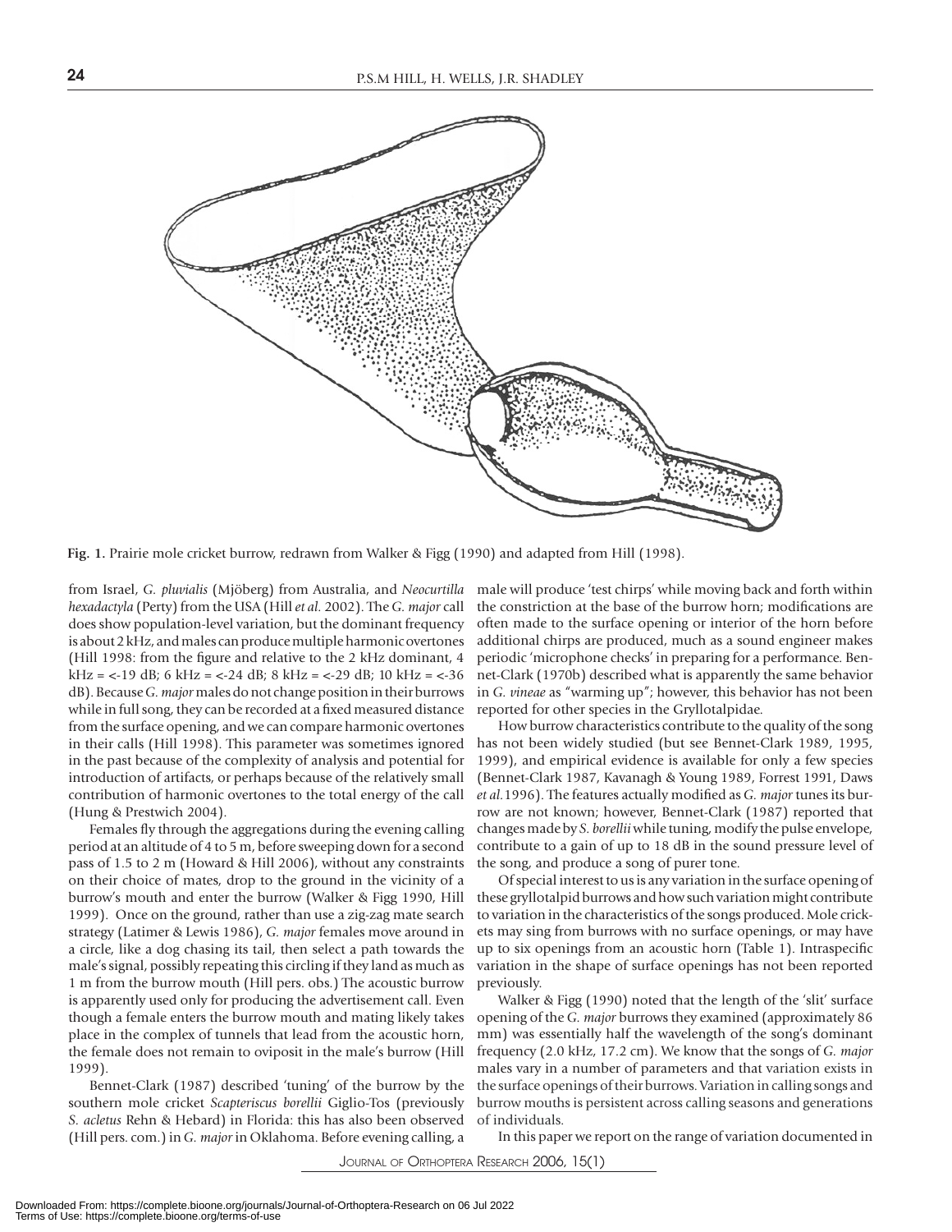Fig. 1. Prairie mole cricket burrow, redrawn from Walker & Figg (1990) and adapted from Hill (1998).

from Israel, *G. pluvialis* (Mjöberg) from Australia, and *Neocurtilla hexadactyla* (Perty) from the USA (Hill *et al.* 2002). The *G. major* call does show population-level variation, but the dominant frequency is about 2 kHz, and males can produce multiple harmonic overtones (Hill 1998: from the figure and relative to the 2 kHz dominant, 4 kHz = <-19 dB; 6 kHz = <-24 dB; 8 kHz = <-29 dB; 10 kHz = <-36 dB). Because *G. major* males do not change position in their burrows while in full song, they can be recorded at a fixed measured distance from the surface opening, and we can compare harmonic overtones in their calls (Hill 1998). This parameter was sometimes ignored in the past because of the complexity of analysis and potential for introduction of artifacts, or perhaps because of the relatively small contribution of harmonic overtones to the total energy of the call (Hung & Prestwich 2004).

Females fly through the aggregations during the evening calling period at an altitude of 4 to 5 m, before sweeping down for a second pass of 1.5 to 2 m (Howard & Hill 2006), without any constraints on their choice of mates, drop to the ground in the vicinity of a burrow's mouth and enter the burrow (Walker & Figg 1990, Hill 1999). Once on the ground, rather than use a zig-zag mate search strategy (Latimer & Lewis 1986), *G. major* females move around in a circle, like a dog chasing its tail, then select a path towards the male's signal, possibly repeating this circling if they land as much as 1 m from the burrow mouth (Hill pers. obs.) The acoustic burrow is apparently used only for producing the advertisement call. Even though a female enters the burrow mouth and mating likely takes place in the complex of tunnels that lead from the acoustic horn, the female does not remain to oviposit in the male's burrow (Hill 1999).

Bennet-Clark (1987) described 'tuning' of the burrow by the southern mole cricket *Scapteriscus borellii* Giglio-Tos (previously *S. acletus* Rehn & Hebard) in Florida: this has also been observed (Hill pers. com.) in *G. major* in Oklahoma. Before evening calling, a male will produce 'test chirps' while moving back and forth within the constriction at the base of the burrow horn; modifications are often made to the surface opening or interior of the horn before additional chirps are produced, much as a sound engineer makes periodic 'microphone checks' in preparing for a performance. Bennet-Clark (1970b) described what is apparently the same behavior in *G. vineae* as "warming up"; however, this behavior has not been reported for other species in the Gryllotalpidae.

How burrow characteristics contribute to the quality of the song has not been widely studied (but see Bennet-Clark 1989, 1995, 1999), and empirical evidence is available for only a few species (Bennet-Clark 1987, Kavanagh & Young 1989, Forrest 1991, Daws *et al.* 1996). The features actually modified as *G. major* tunes its burrow are not known; however, Bennet-Clark (1987) reported that changes made by *S. borellii* while tuning, modify the pulse envelope, contribute to a gain of up to 18 dB in the sound pressure level of the song, and produce a song of purer tone.

Of special interest to us is any variation in the surface opening of these gryllotalpid burrows and how such variation might contribute to variation in the characteristics of the songs produced. Mole crickets may sing from burrows with no surface openings, or may have up to six openings from an acoustic horn (Table 1). Intraspecific variation in the shape of surface openings has not been reported previously.

Walker & Figg (1990) noted that the length of the 'slit' surface opening of the *G. major* burrows they examined (approximately 86 mm) was essentially half the wavelength of the song's dominant frequency (2.0 kHz, 17.2 cm). We know that the songs of *G. major* males vary in a number of parameters and that variation exists in the surface openings of their burrows. Variation in calling songs and burrow mouths is persistent across calling seasons and generations of individuals.

In this paper we report on the range of variation documented in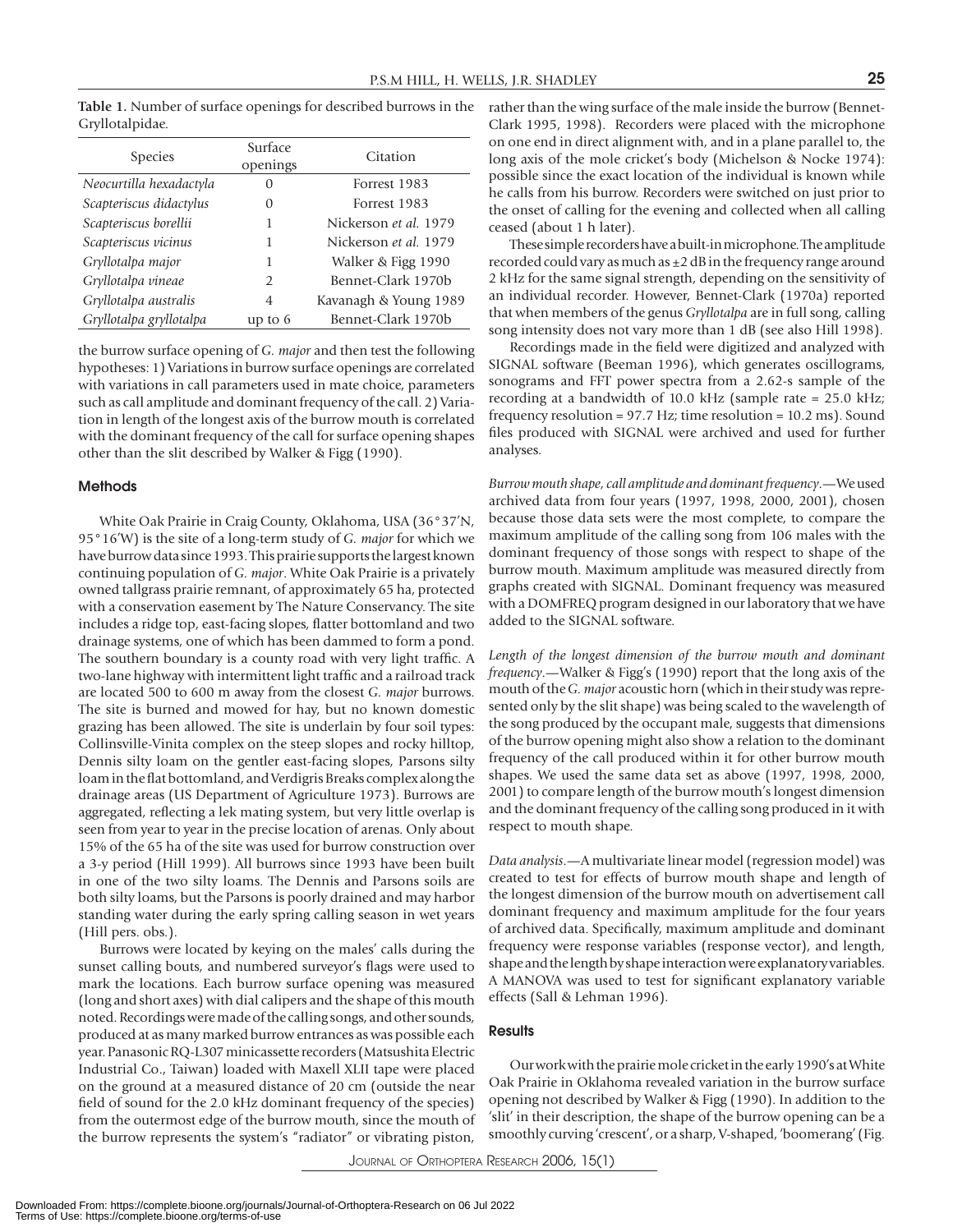**Table 1.** Number of surface openings for described burrows in the Gryllotalpidae.

| Species | Surface openings | Citation |
|---|---|---|
| *Neocurtilla hexadactyla* | 0 | Forrest 1983 |
| *Scapteriscus didactylus* | 0 | Forrest 1983 |
| *Scapteriscus borellii* | 1 | Nickerson *et al.* 1979 |
| *Scapteriscus vicinus* | 1 | Nickerson *et al.* 1979 |
| *Gryllotalpa major* | 1 | Walker & Figg 1990 |
| *Gryllotalpa vineae* | 2 | Bennet-Clark 1970b |
| *Gryllotalpa australis* | 4 | Kavanagh & Young 1989 |
| *Gryllotalpa gryllotalpa* | up to 6 | Bennet-Clark 1970b |

the burrow surface opening of *G. major* and then test the following hypotheses: 1) Variations in burrow surface openings are correlated with variations in call parameters used in mate choice, parameters such as call amplitude and dominant frequency of the call. 2) Variation in length of the longest axis of the burrow mouth is correlated with the dominant frequency of the call for surface opening shapes other than the slit described by Walker & Figg (1990).

## Methods

White Oak Prairie in Craig County, Oklahoma, USA (36°37'N, 95°16'W) is the site of a long-term study of *G. major* for which we have burrow data since 1993. This prairie supports the largest known continuing population of *G. major*. White Oak Prairie is a privately owned tallgrass prairie remnant, of approximately 65 ha, protected with a conservation easement by The Nature Conservancy. The site includes a ridge top, east-facing slopes, flatter bottomland and two drainage systems, one of which has been dammed to form a pond. The southern boundary is a county road with very light traffic. A two-lane highway with intermittent light traffic and a railroad track are located 500 to 600 m away from the closest *G. major* burrows. The site is burned and mowed for hay, but no known domestic grazing has been allowed. The site is underlain by four soil types: Collinsville-Vinita complex on the steep slopes and rocky hilltop, Dennis silty loam on the gentler east-facing slopes, Parsons silty loam in the flat bottomland, and Verdigris Breaks complex along the drainage areas (US Department of Agriculture 1973). Burrows are aggregated, reflecting a lek mating system, but very little overlap is seen from year to year in the precise location of arenas. Only about 15% of the 65 ha of the site was used for burrow construction over a 3-y period (Hill 1999). All burrows since 1993 have been built in one of the two silty loams. The Dennis and Parsons soils are both silty loams, but the Parsons is poorly drained and may harbor standing water during the early spring calling season in wet years (Hill pers. obs.).

Burrows were located by keying on the males' calls during the sunset calling bouts, and numbered surveyor's flags were used to mark the locations. Each burrow surface opening was measured (long and short axes) with dial calipers and the shape of this mouth noted. Recordings were made of the calling songs, and other sounds, produced at as many marked burrow entrances as was possible each year. Panasonic RQ-L307 minicassette recorders (Matsushita Electric Industrial Co., Taiwan) loaded with Maxell XLII tape were placed on the ground at a measured distance of 20 cm (outside the near field of sound for the 2.0 kHz dominant frequency of the species) from the outermost edge of the burrow mouth, since the mouth of the burrow represents the system's "radiator" or vibrating piston, rather than the wing surface of the male inside the burrow (Bennet-Clark 1995, 1998). Recorders were placed with the microphone on one end in direct alignment with, and in a plane parallel to, the long axis of the mole cricket's body (Michelson & Nocke 1974): possible since the exact location of the individual is known while he calls from his burrow. Recorders were switched on just prior to the onset of calling for the evening and collected when all calling ceased (about 1 h later).

These simple recorders have a built-in microphone. The amplitude recorded could vary as much as ±2 dB in the frequency range around 2 kHz for the same signal strength, depending on the sensitivity of an individual recorder. However, Bennet-Clark (1970a) reported that when members of the genus *Gryllotalpa* are in full song, calling song intensity does not vary more than 1 dB (see also Hill 1998).

Recordings made in the field were digitized and analyzed with SIGNAL software (Beeman 1996), which generates oscillograms, sonograms and FFT power spectra from a 2.62-s sample of the recording at a bandwidth of 10.0 kHz (sample rate = 25.0 kHz; frequency resolution = 97.7 Hz; time resolution = 10.2 ms). Sound files produced with SIGNAL were archived and used for further analyses.

*Burrow mouth shape, call amplitude and dominant frequency*.—We used archived data from four years (1997, 1998, 2000, 2001), chosen because those data sets were the most complete, to compare the maximum amplitude of the calling song from 106 males with the dominant frequency of those songs with respect to shape of the burrow mouth. Maximum amplitude was measured directly from graphs created with SIGNAL. Dominant frequency was measured with a DOMFREQ program designed in our laboratory that we have added to the SIGNAL software.

*Length of the longest dimension of the burrow mouth and dominant frequency*.—Walker & Figg's (1990) report that the long axis of the mouth of the *G. major* acoustic horn (which in their study was represented only by the slit shape) was being scaled to the wavelength of the song produced by the occupant male, suggests that dimensions of the burrow opening might also show a relation to the dominant frequency of the call produced within it for other burrow mouth shapes. We used the same data set as above (1997, 1998, 2000, 2001) to compare length of the burrow mouth's longest dimension and the dominant frequency of the calling song produced in it with respect to mouth shape.

*Data analysis*.—A multivariate linear model (regression model) was created to test for effects of burrow mouth shape and length of the longest dimension of the burrow mouth on advertisement call dominant frequency and maximum amplitude for the four years of archived data. Specifically, maximum amplitude and dominant frequency were response variables (response vector), and length, shape and the length by shape interaction were explanatory variables. A MANOVA was used to test for significant explanatory variable effects (Sall & Lehman 1996).

## Results

Our work with the prairie mole cricket in the early 1990's at White Oak Prairie in Oklahoma revealed variation in the burrow surface opening not described by Walker & Figg (1990). In addition to the 'slit' in their description, the shape of the burrow opening can be a smoothly curving 'crescent', or a sharp, V-shaped, 'boomerang' (Fig.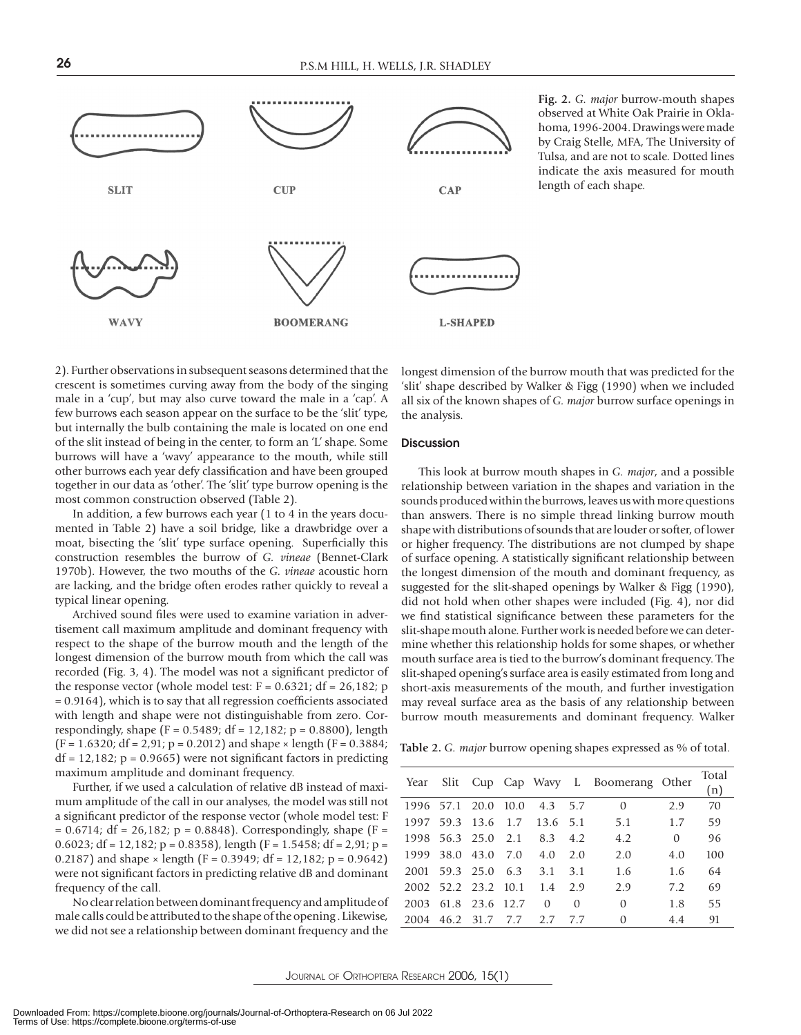SLIT CUP CAP

WAVY BOOMERANG L-SHAPED

**Fig. 2.** *G. major* burrow-mouth shapes observed at White Oak Prairie in Oklahoma, 1996-2004. Drawings were made by Craig Stelle, MFA, The University of Tulsa, and are not to scale. Dotted lines indicate the axis measured for mouth length of each shape.

2). Further observations in subsequent seasons determined that the crescent is sometimes curving away from the body of the singing male in a 'cup', but may also curve toward the male in a 'cap'. A few burrows each season appear on the surface to be the 'slit' type, but internally the bulb containing the male is located on one end of the slit instead of being in the center, to form an 'L' shape. Some burrows will have a 'wavy' appearance to the mouth, while still other burrows each year defy classification and have been grouped together in our data as 'other'. The 'slit' type burrow opening is the most common construction observed (Table 2).

In addition, a few burrows each year (1 to 4 in the years documented in Table 2) have a soil bridge, like a drawbridge over a moat, bisecting the 'slit' type surface opening. Superficially this construction resembles the burrow of *G. vineae* (Bennet-Clark 1970b). However, the two mouths of the *G. vineae* acoustic horn are lacking, and the bridge often erodes rather quickly to reveal a typical linear opening.

Archived sound files were used to examine variation in advertisement call maximum amplitude and dominant frequency with respect to the shape of the burrow mouth and the length of the longest dimension of the burrow mouth from which the call was recorded (Fig. 3, 4). The model was not a significant predictor of the response vector (whole model test: $F = 0.6321$; $df = 26,182$; $p = 0.9164$), which is to say that all regression coefficients associated with length and shape were not distinguishable from zero. Correspondingly, shape ($F = 0.5489$; $df = 12,182$; $p = 0.8800$), length ($F = 1.6320$; $df = 2,91$; $p = 0.2012$) and shape × length ($F = 0.3884$; $df = 12,182$; $p = 0.9665$) were not significant factors in predicting maximum amplitude and dominant frequency.

Further, if we used a calculation of relative dB instead of maximum amplitude of the call in our analyses, the model was still not a significant predictor of the response vector (whole model test: $F = 0.6714$; $df = 26,182$; $p = 0.8848$). Correspondingly, shape ($F = 0.6023$; $df = 12,182$; $p = 0.8358$), length ($F = 1.5458$; $df = 2,91$; $p = 0.2187$) and shape × length ($F = 0.3949$; $df = 12,182$; $p = 0.9642$) were not significant factors in predicting relative dB and dominant frequency of the call.

No clear relation between dominant frequency and amplitude of male calls could be attributed to the shape of the opening. Likewise, we did not see a relationship between dominant frequency and the longest dimension of the burrow mouth that was predicted for the 'slit' shape described by Walker & Figg (1990) when we included all six of the known shapes of *G. major* burrow surface openings in the analysis.

## Discussion

This look at burrow mouth shapes in *G. major*, and a possible relationship between variation in the shapes and variation in the sounds produced within the burrows, leaves us with more questions than answers. There is no simple thread linking burrow mouth shape with distributions of sounds that are louder or softer, of lower or higher frequency. The distributions are not clumped by shape of surface opening. A statistically significant relationship between the longest dimension of the mouth and dominant frequency, as suggested for the slit-shaped openings by Walker & Figg (1990), did not hold when other shapes were included (Fig. 4), nor did we find statistical significance between these parameters for the slit-shape mouth alone. Further work is needed before we can determine whether this relationship holds for some shapes, or whether mouth surface area is tied to the burrow's dominant frequency. The slit-shaped opening's surface area is easily estimated from long and short-axis measurements of the mouth, and further investigation may reveal surface area as the basis of any relationship between burrow mouth measurements and dominant frequency. Walker

**Table 2.** *G. major* burrow opening shapes expressed as % of total.

| Year | Slit | Cup | Cap | Wavy | L | Boomerang | Other | Total (n) |
|---|---|---|---|---|---|---|---|---|
| 1996 | 57.1 | 20.0 | 10.0 | 4.3 | 5.7 | 0 | 2.9 | 70 |
| 1997 | 59.3 | 13.6 | 1.7 | 13.6 | 5.1 | 5.1 | 1.7 | 59 |
| 1998 | 56.3 | 25.0 | 2.1 | 8.3 | 4.2 | 4.2 | 0 | 96 |
| 1999 | 38.0 | 43.0 | 7.0 | 4.0 | 2.0 | 2.0 | 4.0 | 100 |
| 2001 | 59.3 | 25.0 | 6.3 | 3.1 | 3.1 | 1.6 | 1.6 | 64 |
| 2002 | 52.2 | 23.2 | 10.1 | 1.4 | 2.9 | 2.9 | 7.2 | 69 |
| 2003 | 61.8 | 23.6 | 12.7 | 0 | 0 | 0 | 1.8 | 55 |
| 2004 | 46.2 | 31.7 | 7.7 | 2.7 | 7.7 | 0 | 4.4 | 91 |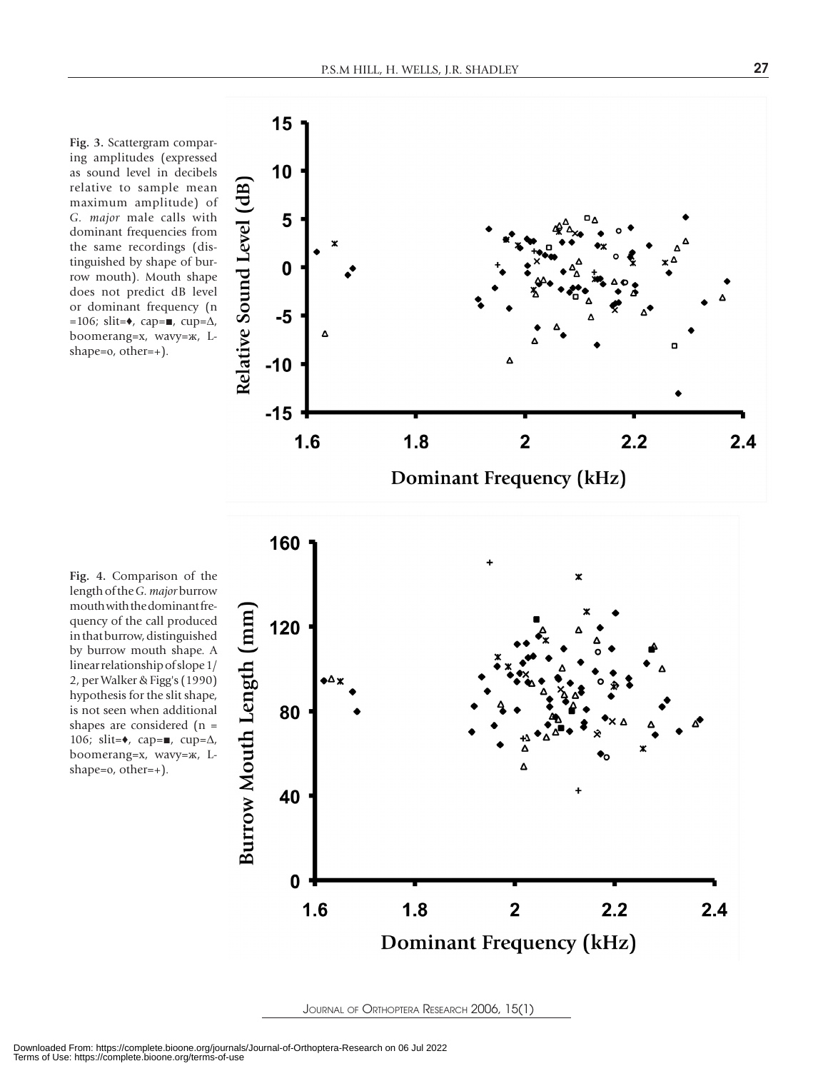**Fig. 3.** Scattergram comparing amplitudes (expressed as sound level in decibels relative to sample mean maximum amplitude) of *G. major* male calls with dominant frequencies from the same recordings (distinguished by shape of burrow mouth). Mouth shape does not predict dB level or dominant frequency (n =106; slit=♦, cap=■, cup=Δ, boomerang=x, wavy=ж, L-shape=o, other=+).

Relative Sound Level (dB)

15
10
5
0
-5
-10
-15

1.6
1.8
2
2.2
2.4

Dominant Frequency (kHz)

**Fig. 4.** Comparison of the length of the *G. major* burrow mouth with the dominant frequency of the call produced in that burrow, distinguished by burrow mouth shape. A linear relationship of slope 1/2, per Walker & Figg's (1990) hypothesis for the slit shape, is not seen when additional shapes are considered (n = 106; slit=♦, cap=■, cup=Δ, boomerang=x, wavy=ж, L-shape=o, other=+).

Burrow Mouth Length (mm)

160
120
80
40
0

1.6
1.8
2
2.2
2.4

Dominant Frequency (kHz)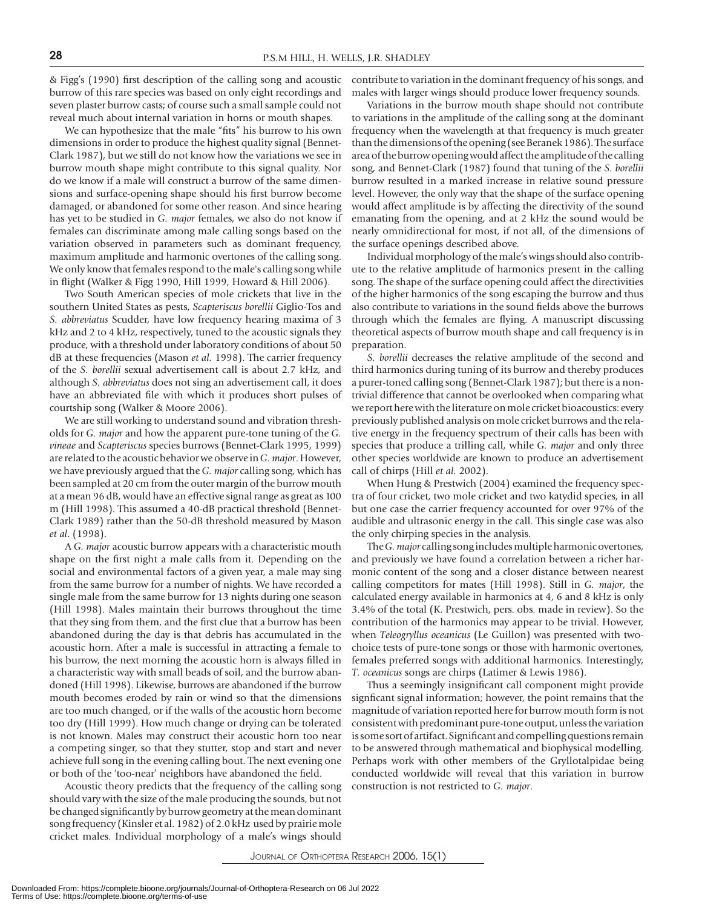& Figg's (1990) first description of the calling song and acoustic burrow of this rare species was based on only eight recordings and seven plaster burrow casts; of course such a small sample could not reveal much about internal variation in horns or mouth shapes.

We can hypothesize that the male "fits" his burrow to his own dimensions in order to produce the highest quality signal (Bennet-Clark 1987), but we still do not know how the variations we see in burrow mouth shape might contribute to this signal quality. Nor do we know if a male will construct a burrow of the same dimensions and surface-opening shape should his first burrow become damaged, or abandoned for some other reason. And since hearing has yet to be studied in *G. major* females, we also do not know if females can discriminate among male calling songs based on the variation observed in parameters such as dominant frequency, maximum amplitude and harmonic overtones of the calling song. We only know that females respond to the male's calling song while in flight (Walker & Figg 1990, Hill 1999, Howard & Hill 2006).

Two South American species of mole crickets that live in the southern United States as pests, *Scapteriscus borellii* Giglio-Tos and *S. abbreviatus* Scudder, have low frequency hearing maxima of 3 kHz and 2 to 4 kHz, respectively, tuned to the acoustic signals they produce, with a threshold under laboratory conditions of about 50 dB at these frequencies (Mason *et al.* 1998). The carrier frequency of the *S. borellii* sexual advertisement call is about 2.7 kHz, and although *S. abbreviatus* does not sing an advertisement call, it does have an abbreviated file with which it produces short pulses of courtship song (Walker & Moore 2006).

We are still working to understand sound and vibration thresholds for *G. major* and how the apparent pure-tone tuning of the *G. vineae* and *Scapteriscus* species burrows (Bennet-Clark 1995, 1999) are related to the acoustic behavior we observe in *G. major*. However, we have previously argued that the *G. major* calling song, which has been sampled at 20 cm from the outer margin of the burrow mouth at a mean 96 dB, would have an effective signal range as great as 100 m (Hill 1998). This assumed a 40-dB practical threshold (Bennet-Clark 1989) rather than the 50-dB threshold measured by Mason *et al.* (1998).

A *G. major* acoustic burrow appears with a characteristic mouth shape on the first night a male calls from it. Depending on the social and environmental factors of a given year, a male may sing from the same burrow for a number of nights. We have recorded a single male from the same burrow for 13 nights during one season (Hill 1998). Males maintain their burrows throughout the time that they sing from them, and the first clue that a burrow has been abandoned during the day is that debris has accumulated in the acoustic horn. After a male is successful in attracting a female to his burrow, the next morning the acoustic horn is always filled in with a characteristic way with small beads of soil, and the burrow abandoned (Hill 1998). Likewise, burrows are abandoned if the burrow mouth becomes eroded by rain or wind so that the dimensions are too much changed, or if the walls of the acoustic horn become too dry (Hill 1999). How much change or drying can be tolerated is not known. Males may construct their acoustic horn too near a competing singer, so that they stutter, stop and start and never achieve full song in the evening calling bout. The next evening one or both of the 'too-near' neighbors have abandoned the field.

Acoustic theory predicts that the frequency of the calling song should vary with the size of the male producing the sounds, but not be changed significantly by burrow geometry at the mean dominant song frequency (Kinsler et al. 1982) of 2.0 kHz used by prairie mole cricket males. Individual morphology of a male's wings should contribute to variation in the dominant frequency of his songs, and males with larger wings should produce lower frequency sounds.

Variations in the burrow mouth shape should not contribute to variations in the amplitude of the calling song at the dominant frequency when the wavelength at that frequency is much greater than the dimensions of the opening (see Beranek 1986). The surface area of the burrow opening would affect the amplitude of the calling song, and Bennet-Clark (1987) found that tuning of the *S. borellii* burrow resulted in a marked increase in relative sound pressure level. However, the only way that the shape of the surface opening would affect amplitude is by affecting the directivity of the sound emanating from the opening, and at 2 kHz the sound would be nearly omnidirectional for most, if not all, of the dimensions of the surface openings described above.

Individual morphology of the male's wings should also contribute to the relative amplitude of harmonics present in the calling song. The shape of the surface opening could affect the directivities of the higher harmonics of the song escaping the burrow and thus also contribute to variations in the sound fields above the burrows through which the females are flying. A manuscript discussing theoretical aspects of burrow mouth shape and call frequency is in preparation.

*S. borellii* decreases the relative amplitude of the second and third harmonics during tuning of its burrow and thereby produces a purer-toned calling song (Bennet-Clark 1987); but there is a non-trivial difference that cannot be overlooked when comparing what we report here with the literature on mole cricket bioacoustics: every previously published analysis on mole cricket burrows and the relative energy in the frequency spectrum of their calls has been with species that produce a trilling call, while *G. major* and only three other species worldwide are known to produce an advertisement call of chirps (Hill *et al.* 2002).

When Hung & Prestwich (2004) examined the frequency spectra of four cricket, two mole cricket and two katydid species, in all but one case the carrier frequency accounted for over 97% of the audible and ultrasonic energy in the call. This single case was also the only chirping species in the analysis.

The *G. major* calling song includes multiple harmonic overtones, and previously we have found a correlation between a richer harmonic content of the song and a closer distance between nearest calling competitors for mates (Hill 1998). Still in *G. major*, the calculated energy available in harmonics at 4, 6 and 8 kHz is only 3.4% of the total (K. Prestwich, pers. obs. made in review). So the contribution of the harmonics may appear to be trivial. However, when *Teleogryllus oceanicus* (Le Guillon) was presented with two-choice tests of pure-tone songs or those with harmonic overtones, females preferred songs with additional harmonics. Interestingly, *T. oceanicus* songs are chirps (Latimer & Lewis 1986).

Thus a seemingly insignificant call component might provide signficant signal information; however, the point remains that the magnitude of variation reported here for burrow mouth form is not consistent with predominant pure-tone output, unless the variation is some sort of artifact. Significant and compelling questions remain to be answered through mathematical and biophysical modelling. Perhaps work with other members of the Gryllotalpidae being conducted worldwide will reveal that this variation in burrow construction is not restricted to *G. major*.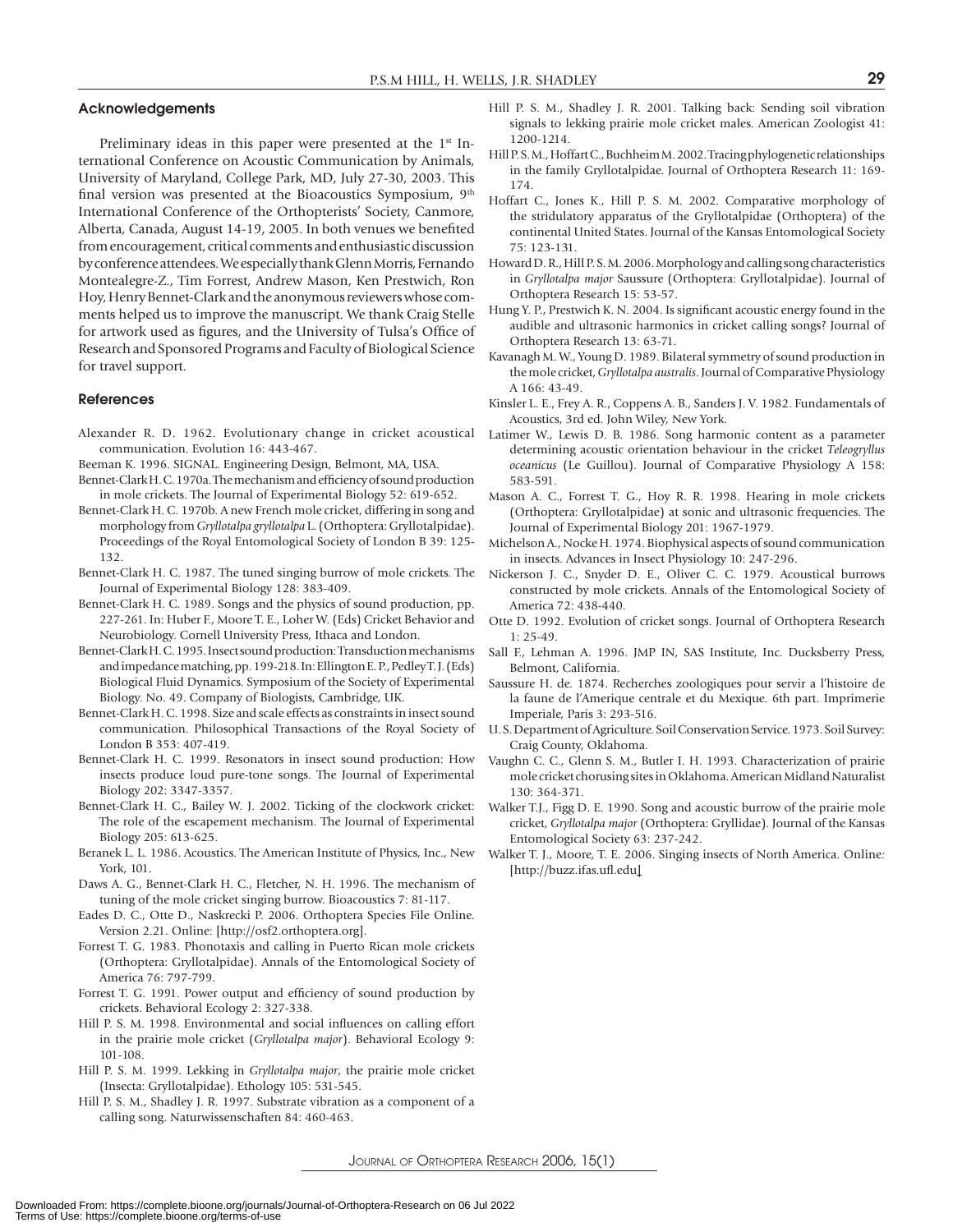## Acknowledgements

Preliminary ideas in this paper were presented at the 1st International Conference on Acoustic Communication by Animals, University of Maryland, College Park, MD, July 27-30, 2003. This final version was presented at the Bioacoustics Symposium, 9th International Conference of the Orthopterists' Society, Canmore, Alberta, Canada, August 14-19, 2005. In both venues we benefited from encouragement, critical comments and enthusiastic discussion by conference attendees. We especially thank Glenn Morris, Fernando Montealegre-Z., Tim Forrest, Andrew Mason, Ken Prestwich, Ron Hoy, Henry Bennet-Clark and the anonymous reviewers whose comments helped us to improve the manuscript. We thank Craig Stelle for artwork used as figures, and the University of Tulsa's Office of Research and Sponsored Programs and Faculty of Biological Science for travel support.

## References

Alexander R. D. 1962. Evolutionary change in cricket acoustical communication. Evolution 16: 443-467.

Beeman K. 1996. SIGNAL. Engineering Design, Belmont, MA, USA.

Bennet-Clark H. C. 1970a. The mechanism and efficiency of sound production in mole crickets. The Journal of Experimental Biology 52: 619-652.

Bennet-Clark H. C. 1970b. A new French mole cricket, differing in song and morphology from *Gryllotalpa gryllotalpa* L. (Orthoptera: Gryllotalpidae). Proceedings of the Royal Entomological Society of London B 39: 125-132.

Bennet-Clark H. C. 1987. The tuned singing burrow of mole crickets. The Journal of Experimental Biology 128: 383-409.

Bennet-Clark H. C. 1989. Songs and the physics of sound production, pp. 227-261. In: Huber F., Moore T. E., Loher W. (Eds) Cricket Behavior and Neurobiology. Cornell University Press, Ithaca and London.

Bennet-Clark H. C. 1995. Insect sound production: Transduction mechanisms and impedance matching, pp. 199-218. In: Ellington E. P., Pedley T. J. (Eds) Biological Fluid Dynamics. Symposium of the Society of Experimental Biology. No. 49. Company of Biologists, Cambridge, UK.

Bennet-Clark H. C. 1998. Size and scale effects as constraints in insect sound communication. Philosophical Transactions of the Royal Society of London B 353: 407-419.

Bennet-Clark H. C. 1999. Resonators in insect sound production: How insects produce loud pure-tone songs. The Journal of Experimental Biology 202: 3347-3357.

Bennet-Clark H. C., Bailey W. J. 2002. Ticking of the clockwork cricket: The role of the escapement mechanism. The Journal of Experimental Biology 205: 613-625.

Beranek L. L. 1986. Acoustics. The American Institute of Physics, Inc., New York, 101.

Daws A. G., Bennet-Clark H. C., Fletcher, N. H. 1996. The mechanism of tuning of the mole cricket singing burrow. Bioacoustics 7: 81-117.

Eades D. C., Otte D., Naskrecki P. 2006. Orthoptera Species File Online. Version 2.21. Online: [http://osf2.orthoptera.org].

Forrest T. G. 1983. Phonotaxis and calling in Puerto Rican mole crickets (Orthoptera: Gryllotalpidae). Annals of the Entomological Society of America 76: 797-799.

Forrest T. G. 1991. Power output and efficiency of sound production by crickets. Behavioral Ecology 2: 327-338.

Hill P. S. M. 1998. Environmental and social influences on calling effort in the prairie mole cricket (*Gryllotalpa major*). Behavioral Ecology 9: 101-108.

Hill P. S. M. 1999. Lekking in *Gryllotalpa major*, the prairie mole cricket (Insecta: Gryllotalpidae). Ethology 105: 531-545.

Hill P. S. M., Shadley J. R. 1997. Substrate vibration as a component of a calling song. Naturwissenschaften 84: 460-463.

Hill P. S. M., Shadley J. R. 2001. Talking back: Sending soil vibration signals to lekking prairie mole cricket males. American Zoologist 41: 1200-1214.

Hill P. S. M., Hoffart C., Buchheim M. 2002. Tracing phylogenetic relationships in the family Gryllotalpidae. Journal of Orthoptera Research 11: 169-174.

Hoffart C., Jones K., Hill P. S. M. 2002. Comparative morphology of the stridulatory apparatus of the Gryllotalpidae (Orthoptera) of the continental United States. Journal of the Kansas Entomological Society 75: 123-131.

Howard D. R., Hill P. S. M. 2006. Morphology and calling song characteristics in *Gryllotalpa major* Saussure (Orthoptera: Gryllotalpidae). Journal of Orthoptera Research 15: 53-57.

Hung Y. P., Prestwich K. N. 2004. Is significant acoustic energy found in the audible and ultrasonic harmonics in cricket calling songs? Journal of Orthoptera Research 13: 63-71.

Kavanagh M. W., Young D. 1989. Bilateral symmetry of sound production in the mole cricket, *Gryllotalpa australis*. Journal of Comparative Physiology A 166: 43-49.

Kinsler L. E., Frey A. R., Coppens A. B., Sanders J. V. 1982. Fundamentals of Acoustics, 3rd ed. John Wiley, New York.

Latimer W., Lewis D. B. 1986. Song harmonic content as a parameter determining acoustic orientation behaviour in the cricket *Teleogryllus oceanicus* (Le Guillou). Journal of Comparative Physiology A 158: 583-591.

Mason A. C., Forrest T. G., Hoy R. R. 1998. Hearing in mole crickets (Orthoptera: Gryllotalpidae) at sonic and ultrasonic frequencies. The Journal of Experimental Biology 201: 1967-1979.

Michelson A., Nocke H. 1974. Biophysical aspects of sound communication in insects. Advances in Insect Physiology 10: 247-296.

Nickerson J. C., Snyder D. E., Oliver C. C. 1979. Acoustical burrows constructed by mole crickets. Annals of the Entomological Society of America 72: 438-440.

Otte D. 1992. Evolution of cricket songs. Journal of Orthoptera Research 1: 25-49.

Sall F., Lehman A. 1996. JMP IN, SAS Institute, Inc. Ducksberry Press, Belmont, California.

Saussure H. de. 1874. Recherches zoologiques pour servir a l'histoire de la faune de l'Amerique centrale et du Mexique. 6th part. Imprimerie Imperiale, Paris 3: 293-516.

U. S. Department of Agriculture. Soil Conservation Service. 1973. Soil Survey: Craig County, Oklahoma.

Vaughn C. C., Glenn S. M., Butler I. H. 1993. Characterization of prairie mole cricket chorusing sites in Oklahoma. American Midland Naturalist 130: 364-371.

Walker T.J., Figg D. E. 1990. Song and acoustic burrow of the prairie mole cricket, *Gryllotalpa major* (Orthoptera: Gryllidae). Journal of the Kansas Entomological Society 63: 237-242.

Walker T. J., Moore, T. E. 2006. Singing insects of North America. Online: [http://buzz.ifas.ufl.edu].